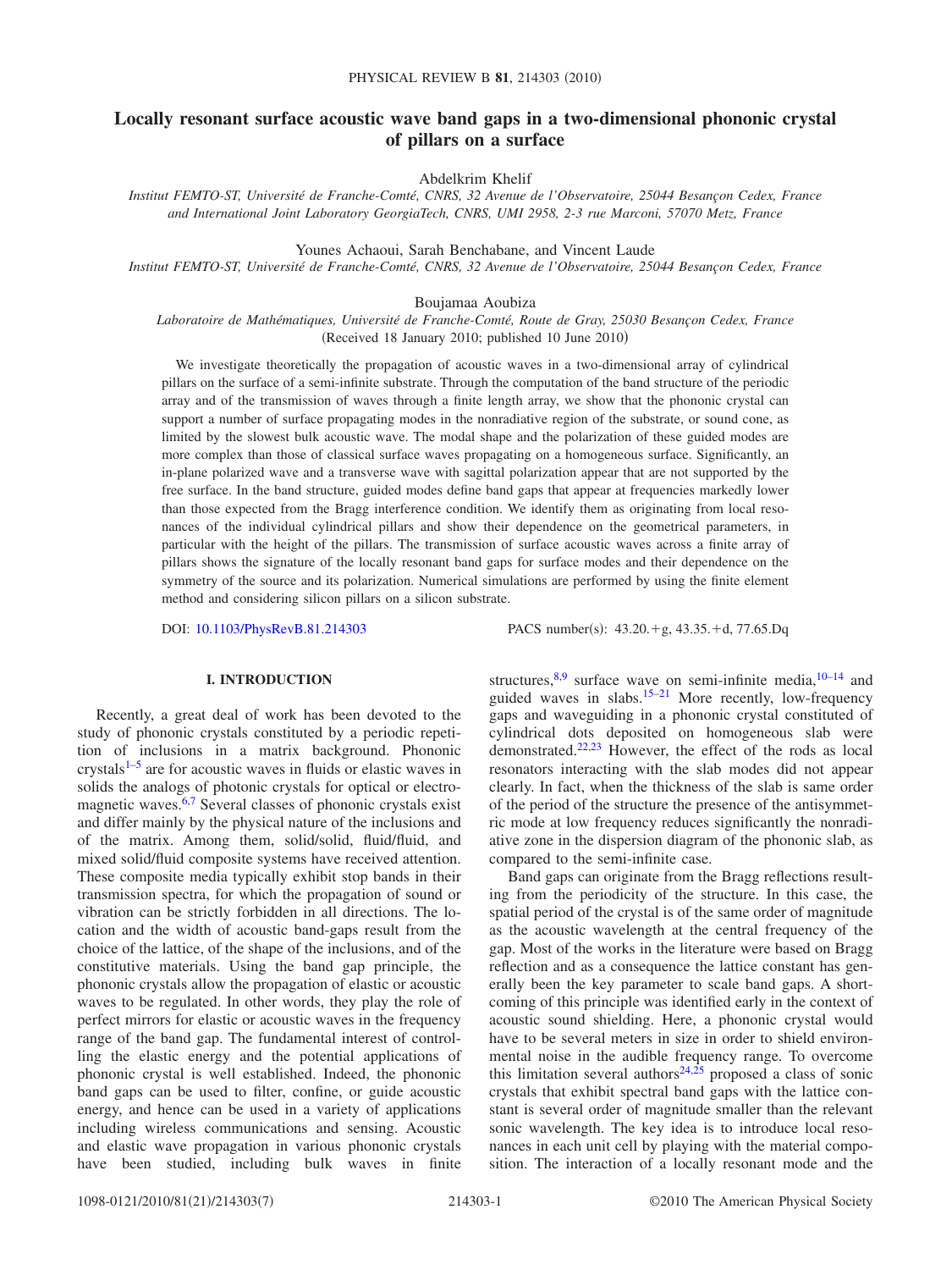# Locally resonant surface acoustic wave band gaps in a two-dimensional phononic crystal of pillars on a surface

Abdelkrim Khelif

*Institut FEMTO-ST, Université de Franche-Comté, CNRS, 32 Avenue de l'Observatoire, 25044 Besançon Cedex, France and International Joint Laboratory GeorgiaTech, CNRS, UMI 2958, 2-3 rue Marconi, 57070 Metz, France*

Younes Achaoui, Sarah Benchabane, and Vincent Laude

*Institut FEMTO-ST, Université de Franche-Comté, CNRS, 32 Avenue de l'Observatoire, 25044 Besançon Cedex, France*

Boujamaa Aoubiza

*Laboratoire de Mathématiques, Université de Franche-Comté, Route de Gray, 25030 Besançon Cedex, France*

(Received 18 January 2010; published 10 June 2010)

We investigate theoretically the propagation of acoustic waves in a two-dimensional array of cylindrical pillars on the surface of a semi-infinite substrate. Through the computation of the band structure of the periodic array and of the transmission of waves through a finite length array, we show that the phononic crystal can support a number of surface propagating modes in the nonradiative region of the substrate, or sound cone, as limited by the slowest bulk acoustic wave. The modal shape and the polarization of these guided modes are more complex than those of classical surface waves propagating on a homogeneous surface. Significantly, an in-plane polarized wave and a transverse wave with sagittal polarization appear that are not supported by the free surface. In the band structure, guided modes define band gaps that appear at frequencies markedly lower than those expected from the Bragg interference condition. We identify them as originating from local resonances of the individual cylindrical pillars and show their dependence on the geometrical parameters, in particular with the height of the pillars. The transmission of surface acoustic waves across a finite array of pillars shows the signature of the locally resonant band gaps for surface modes and their dependence on the symmetry of the source and its polarization. Numerical simulations are performed by using the finite element method and considering silicon pillars on a silicon substrate.

DOI: 10.1103/PhysRevB.81.214303 PACS number(s): 43.20.+g, 43.35.+d, 77.65.Dq

## I. INTRODUCTION

Recently, a great deal of work has been devoted to the study of phononic crystals constituted by a periodic repetition of inclusions in a matrix background. Phononic crystals[1–5] are for acoustic waves in fluids or elastic waves in solids the analogs of photonic crystals for optical or electromagnetic waves.[6,7] Several classes of phononic crystals exist and differ mainly by the physical nature of the inclusions and of the matrix. Among them, solid/solid, fluid/fluid, and mixed solid/fluid composite systems have received attention. These composite media typically exhibit stop bands in their transmission spectra, for which the propagation of sound or vibration can be strictly forbidden in all directions. The location and the width of acoustic band-gaps result from the choice of the lattice, of the shape of the inclusions, and of the constitutive materials. Using the band gap principle, the phononic crystals allow the propagation of elastic or acoustic waves to be regulated. In other words, they play the role of perfect mirrors for elastic or acoustic waves in the frequency range of the band gap. The fundamental interest of controlling the elastic energy and the potential applications of phononic crystal is well established. Indeed, the phononic band gaps can be used to filter, confine, or guide acoustic energy, and hence can be used in a variety of applications including wireless communications and sensing. Acoustic and elastic wave propagation in various phononic crystals have been studied, including bulk waves in finite structures,[8,9] surface wave on semi-infinite media,[10–14] and guided waves in slabs.[15–21] More recently, low-frequency gaps and waveguiding in a phononic crystal constituted of cylindrical dots deposited on homogeneous slab were demonstrated.[22,23] However, the effect of the rods as local resonators interacting with the slab modes did not appear clearly. In fact, when the thickness of the slab is same order of the period of the structure the presence of the antisymmetric mode at low frequency reduces significantly the nonradiative zone in the dispersion diagram of the phononic slab, as compared to the semi-infinite case.

Band gaps can originate from the Bragg reflections resulting from the periodicity of the structure. In this case, the spatial period of the crystal is of the same order of magnitude as the acoustic wavelength at the central frequency of the gap. Most of the works in the literature were based on Bragg reflection and as a consequence the lattice constant has generally been the key parameter to scale band gaps. A shortcoming of this principle was identified early in the context of acoustic sound shielding. Here, a phononic crystal would have to be several meters in size in order to shield environmental noise in the audible frequency range. To overcome this limitation several authors[24,25] proposed a class of sonic crystals that exhibit spectral band gaps with the lattice constant is several order of magnitude smaller than the relevant sonic wavelength. The key idea is to introduce local resonances in each unit cell by playing with the material composition. The interaction of a locally resonant mode and the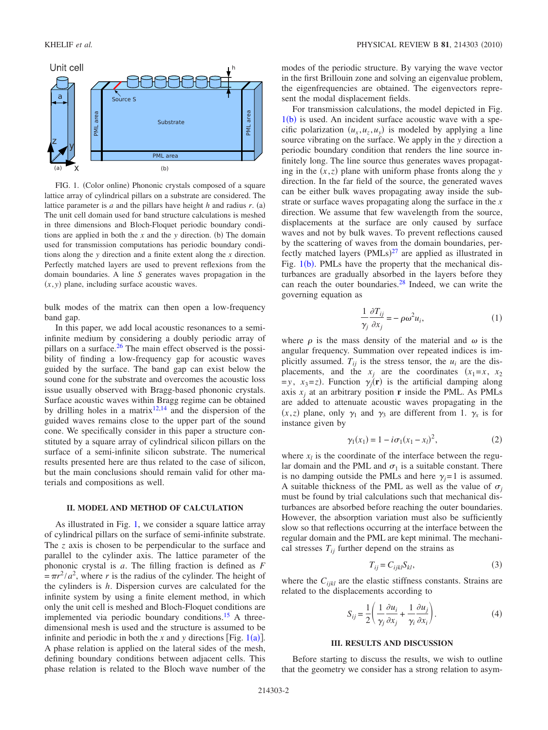FIG. 1. (Color online) Phononic crystals composed of a square lattice array of cylindrical pillars on a substrate are considered. The lattice parameter is $a$ and the pillars have height $h$ and radius $r$. (a) The unit cell domain used for band structure calculations is meshed in three dimensions and Bloch-Floquet periodic boundary conditions are applied in both the $x$ and the $y$ direction. (b) The domain used for transmission computations has periodic boundary conditions along the $y$ direction and a finite extent along the $x$ direction. Perfectly matched layers are used to prevent reflexions from the domain boundaries. A line $S$ generates waves propagation in the $(x,y)$ plane, including surface acoustic waves.

bulk modes of the matrix can then open a low-frequency band gap.

In this paper, we add local acoustic resonances to a semi-infinite medium by considering a doubly periodic array of pillars on a surface.[26] The main effect observed is the possibility of finding a low-frequency gap for acoustic waves guided by the surface. The band gap can exist below the sound cone for the substrate and overcomes the acoustic loss issue usually observed with Bragg-based phononic crystals. Surface acoustic waves within Bragg regime can be obtained by drilling holes in a matrix[12,14] and the dispersion of the guided waves remains close to the upper part of the sound cone. We specifically consider in this paper a structure constituted by a square array of cylindrical silicon pillars on the surface of a semi-infinite silicon substrate. The numerical results presented here are thus related to the case of silicon, but the main conclusions should remain valid for other materials and compositions as well.

## II. MODEL AND METHOD OF CALCULATION

As illustrated in Fig. 1, we consider a square lattice array of cylindrical pillars on the surface of semi-infinite substrate. The $z$ axis is chosen to be perpendicular to the surface and parallel to the cylinder axis. The lattice parameter of the phononic crystal is $a$. The filling fraction is defined as $F = \pi r^2/a^2$, where $r$ is the radius of the cylinder. The height of the cylinders is $h$. Dispersion curves are calculated for the infinite system by using a finite element method, in which only the unit cell is meshed and Bloch-Floquet conditions are implemented via periodic boundary conditions.[15] A three-dimensional mesh is used and the structure is assumed to be infinite and periodic in both the $x$ and $y$ directions [Fig. 1(a)]. A phase relation is applied on the lateral sides of the mesh, defining boundary conditions between adjacent cells. This phase relation is related to the Bloch wave number of the modes of the periodic structure. By varying the wave vector in the first Brillouin zone and solving an eigenvalue problem, the eigenfrequencies are obtained. The eigenvectors represent the modal displacement fields.

For transmission calculations, the model depicted in Fig. 1(b) is used. An incident surface acoustic wave with a specific polarization $(u_x, u_z, u_y)$ is modeled by applying a line source vibrating on the surface. We apply in the $y$ direction a periodic boundary condition that renders the line source infinitely long. The line source thus generates waves propagating in the $(x,z)$ plane with uniform phase fronts along the $y$ direction. In the far field of the source, the generated waves can be either bulk waves propagating away inside the substrate or surface waves propagating along the surface in the $x$ direction. We assume that few wavelength from the source, displacements at the surface are only caused by surface waves and not by bulk waves. To prevent reflections caused by the scattering of waves from the domain boundaries, perfectly matched layers (PMLs)[27] are applied as illustrated in Fig. 1(b). PMLs have the property that the mechanical disturbances are gradually absorbed in the layers before they can reach the outer boundaries.[28] Indeed, we can write the governing equation as

$$\frac{1}{\gamma_j}\frac{\partial T_{ij}}{\partial x_j} = -\rho\omega^2 u_i, \tag{1}$$

where $\rho$ is the mass density of the material and $\omega$ is the angular frequency. Summation over repeated indices is implicitly assumed. $T_{ij}$ is the stress tensor, the $u_i$ are the displacements, and the $x_j$ are the coordinates ($x_1=x$, $x_2=y$, $x_3=z$). Function $\gamma_j(\mathbf{r})$ is the artificial damping along axis $x_j$ at an arbitrary position $\mathbf{r}$ inside the PML. As PMLs are added to attenuate acoustic waves propagating in the $(x,z)$ plane, only $\gamma_1$ and $\gamma_3$ are different from 1. $\gamma_x$ is for instance given by

$$\gamma_1(x_1) = 1 - i\sigma_1(x_1 - x_l)^2, \tag{2}$$

where $x_l$ is the coordinate of the interface between the regular domain and the PML and $\sigma_1$ is a suitable constant. There is no damping outside the PMLs and here $\gamma_j = 1$ is assumed. A suitable thickness of the PML as well as the value of $\sigma_j$ must be found by trial calculations such that mechanical disturbances are absorbed before reaching the outer boundaries. However, the absorption variation must also be sufficiently slow so that reflections occurring at the interface between the regular domain and the PML are kept minimal. The mechanical stresses $T_{ij}$ further depend on the strains as

$$T_{ij} = C_{ijkl}S_{kl}, \tag{3}$$

where the $C_{ijkl}$ are the elastic stiffness constants. Strains are related to the displacements according to

$$S_{ij} = \frac{1}{2}\left(\frac{1}{\gamma_j}\frac{\partial u_i}{\partial x_j} + \frac{1}{\gamma_i}\frac{\partial u_j}{\partial x_i}\right). \tag{4}$$

## III. RESULTS AND DISCUSSION

Before starting to discuss the results, we wish to outline that the geometry we consider has a strong relation to asym-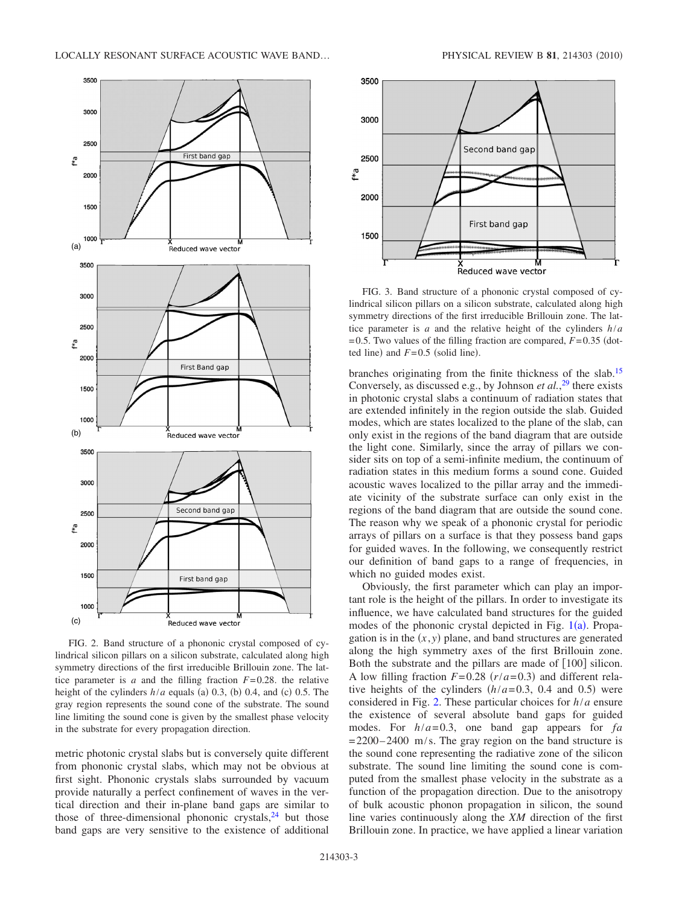FIG. 2. Band structure of a phononic crystal composed of cylindrical silicon pillars on a silicon substrate, calculated along high symmetry directions of the first irreducible Brillouin zone. The lattice parameter is $a$ and the filling fraction $F=0.28$. the relative height of the cylinders $h/a$ equals (a) 0.3, (b) 0.4, and (c) 0.5. The gray region represents the sound cone of the substrate. The sound line limiting the sound cone is given by the smallest phase velocity in the substrate for every propagation direction.

FIG. 3. Band structure of a phononic crystal composed of cylindrical silicon pillars on a silicon substrate, calculated along high symmetry directions of the first irreducible Brillouin zone. The lattice parameter is $a$ and the relative height of the cylinders $h/a=0.5$. Two values of the filling fraction are compared, $F=0.35$ (dotted line) and $F=0.5$ (solid line).

metric photonic crystal slabs but is conversely quite different from phononic crystal slabs, which may not be obvious at first sight. Phononic crystals slabs surrounded by vacuum provide naturally a perfect confinement of waves in the vertical direction and their in-plane band gaps are similar to those of three-dimensional phononic crystals,[24] but those band gaps are very sensitive to the existence of additional branches originating from the finite thickness of the slab.[15] Conversely, as discussed e.g., by Johnson *et al.*,[29] there exists in photonic crystal slabs a continuum of radiation states that are extended infinitely in the region outside the slab. Guided modes, which are states localized to the plane of the slab, can only exist in the regions of the band diagram that are outside the light cone. Similarly, since the array of pillars we consider sits on top of a semi-infinite medium, the continuum of radiation states in this medium forms a sound cone. Guided acoustic waves localized to the pillar array and the immediate vicinity of the substrate surface can only exist in the regions of the band diagram that are outside the sound cone. The reason why we speak of a phononic crystal for periodic arrays of pillars on a surface is that they possess band gaps for guided waves. In the following, we consequently restrict our definition of band gaps to a range of frequencies, in which no guided modes exist.

Obviously, the first parameter which can play an important role is the height of the pillars. In order to investigate its influence, we have calculated band structures for the guided modes of the phononic crystal depicted in Fig. 1(a). Propagation is in the $(x,y)$ plane, and band structures are generated along the high symmetry axes of the first Brillouin zone. Both the substrate and the pillars are made of [100] silicon. A low filling fraction $F=0.28$ $(r/a=0.3)$ and different relative heights of the cylinders $(h/a=0.3$, 0.4 and 0.5) were considered in Fig. 2. These particular choices for $h/a$ ensure the existence of several absolute band gaps for guided modes. For $h/a=0.3$, one band gap appears for $fa=2200-2400$ m/s. The gray region on the band structure is the sound cone representing the radiative zone of the silicon substrate. The sound line limiting the sound cone is computed from the smallest phase velocity in the substrate as a function of the propagation direction. Due to the anisotropy of bulk acoustic phonon propagation in silicon, the sound line varies continuously along the *XM* direction of the first Brillouin zone. In practice, we have applied a linear variation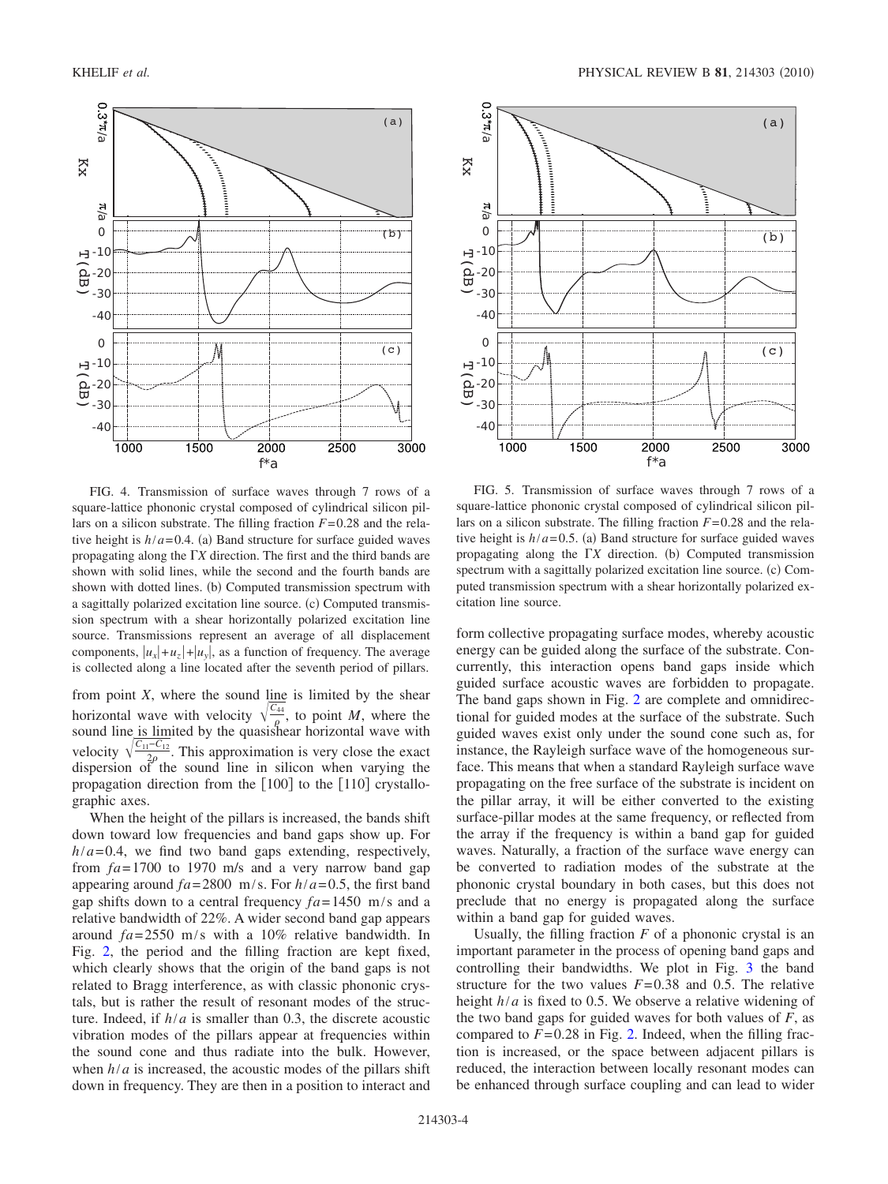FIG. 4. Transmission of surface waves through 7 rows of a square-lattice phononic crystal composed of cylindrical silicon pillars on a silicon substrate. The filling fraction $F=0.28$ and the relative height is $h/a=0.4$. (a) Band structure for surface guided waves propagating along the $\Gamma X$ direction. The first and the third bands are shown with solid lines, while the second and the fourth bands are shown with dotted lines. (b) Computed transmission spectrum with a sagittally polarized excitation line source. (c) Computed transmission spectrum with a shear horizontally polarized excitation line source. Transmissions represent an average of all displacement components, $|u_x|+u_z|+|u_y|$, as a function of frequency. The average is collected along a line located after the seventh period of pillars.

FIG. 5. Transmission of surface waves through 7 rows of a square-lattice phononic crystal composed of cylindrical silicon pillars on a silicon substrate. The filling fraction $F=0.28$ and the relative height is $h/a=0.5$. (a) Band structure for surface guided waves propagating the $\Gamma X$ direction. (b) Computed transmission spectrum with a sagittally polarized excitation line source. (c) Computed transmission spectrum with a shear horizontally polarized excitation line source.

from point $X$, where the sound line is limited by the shear horizontal wave with velocity $\sqrt{\frac{C_{44}}{\rho}}$, to point $M$, where the sound line is limited by the quasishear horizontal wave with velocity $\sqrt{\frac{C_{11}-C_{12}}{2\rho}}$. This approximation is very close the exact dispersion of the sound line in silicon when varying the propagation direction from the [100] to the [110] crystallographic axes.

When the height of the pillars is increased, the bands shift down toward low frequencies and band gaps show up. For $h/a=0.4$, we find two band gaps extending, respectively, from $fa=1700$ to 1970 m/s and a very narrow band gap appearing around $fa=2800$ m/s. For $h/a=0.5$, the first band gap shifts down to a central frequency $fa=1450$ m/s and a relative bandwidth of 22%. A wider second band gap appears around $fa=2550$ m/s with a 10% relative bandwidth. In Fig. 2, the period and the filling fraction are kept fixed, which clearly shows that the origin of the band gaps is not related to Bragg interference, as with classic phononic crystals, but is rather the result of resonant modes of the structure. Indeed, if $h/a$ is smaller than 0.3, the discrete acoustic vibration modes of the pillars appear at frequencies within the sound cone and thus radiate into the bulk. However, when $h/a$ is increased, the acoustic modes of the pillars shift down in frequency. They are then in a position to interact and form collective propagating surface modes, whereby acoustic energy can be guided along the surface of the substrate. Concurrently, this interaction opens band gaps inside which guided surface acoustic waves are forbidden to propagate. The band gaps shown in Fig. 2 are complete and omnidirectional for guided modes at the surface of the substrate. Such guided waves exist only under the sound cone such as, for instance, the Rayleigh surface wave of the homogeneous surface. This means that when a standard Rayleigh surface wave propagating on the free surface of the substrate is incident on the pillar array, it will be either converted to the existing surface-pillar modes at the same frequency, or reflected from the array if the frequency is within a band gap for guided waves. Naturally, a fraction of the surface wave energy can be converted to radiation modes of the substrate at the phononic crystal boundary in both cases, but this does not preclude that no energy is propagated along the surface within a band gap for guided waves.

Usually, the filling fraction $F$ of a phononic crystal is an important parameter in the process of opening band gaps and controlling their bandwidths. We plot in Fig. 3 the band structure for the two values $F=0.38$ and 0.5. The relative height $h/a$ is fixed to 0.5. We observe a relative widening of the two band gaps for guided waves for both values of $F$, as compared to $F=0.28$ in Fig. 2. Indeed, when the filling fraction is increased, or the space between adjacent pillars is reduced, the interaction between locally resonant modes can be enhanced through surface coupling and can lead to wider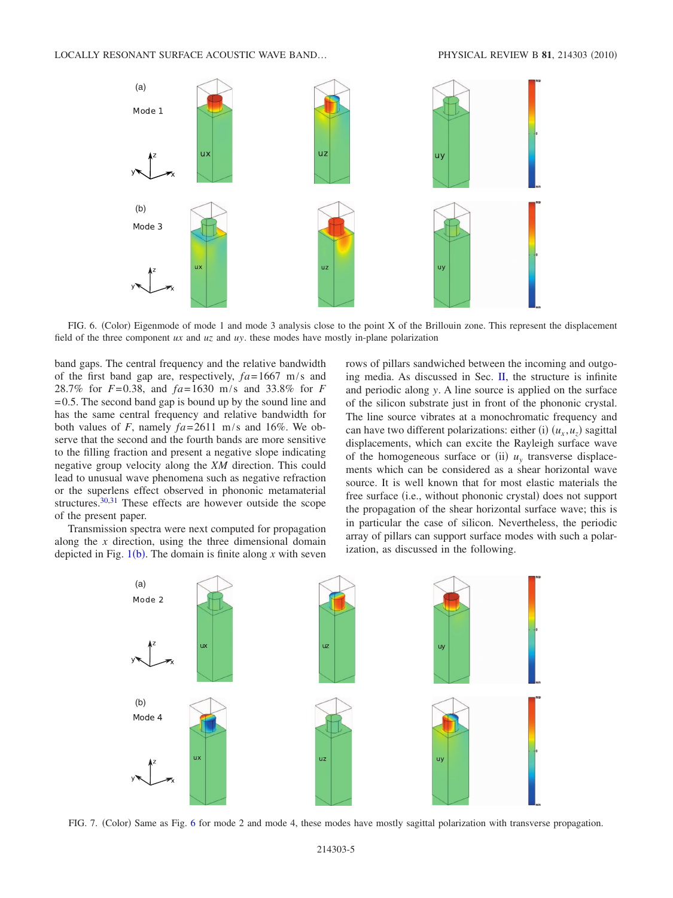FIG. 6. (Color) Eigenmode of mode 1 and mode 3 analysis close to the point X of the Brillouin zone. This represent the displacement field of the three component *ux* and *uz* and *uy*. these modes have mostly in-plane polarization

band gaps. The central frequency and the relative bandwidth of the first band gap are, respectively, $fa=1667$ m/s and 28.7% for $F=0.38$, and $fa=1630$ m/s and 33.8% for $F=0.5$. The second band gap is bound up by the sound line and has the same central frequency and relative bandwidth for both values of $F$, namely $fa=2611$ m/s and 16%. We observe that the second and the fourth bands are more sensitive to the filling fraction and present a negative slope indicating negative group velocity along the *XM* direction. This could lead to unusual wave phenomena such as negative refraction or the superlens effect observed in phononic metamaterial structures.[30,31] These effects are however outside the scope of the present paper.

Transmission spectra were next computed for propagation along the $x$ direction, using the three dimensional domain depicted in Fig. 1(b). The domain is finite along $x$ with seven rows of pillars sandwiched between the incoming and outgoing media. As discussed in Sec. II, the structure is infinite and periodic along $y$. A line source is applied on the surface of the silicon substrate just in front of the phononic crystal. The line source vibrates at a monochromatic frequency and can have two different polarizations: either (i) $(u_x, u_z)$ sagittal displacements, which can excite the Rayleigh surface wave of the homogeneous surface or (ii) $u_y$ transverse displacements which can be considered as a shear horizontal wave source. It is well known that for most elastic materials the free surface (i.e., without phononic crystal) does not support the propagation of the shear horizontal surface wave; this is in particular the case of silicon. Nevertheless, the periodic array of pillars can support surface modes with such a polarization, as discussed in the following.

FIG. 7. (Color) Same as Fig. 6 for mode 2 and mode 4, these modes have mostly sagittal polarization with transverse propagation.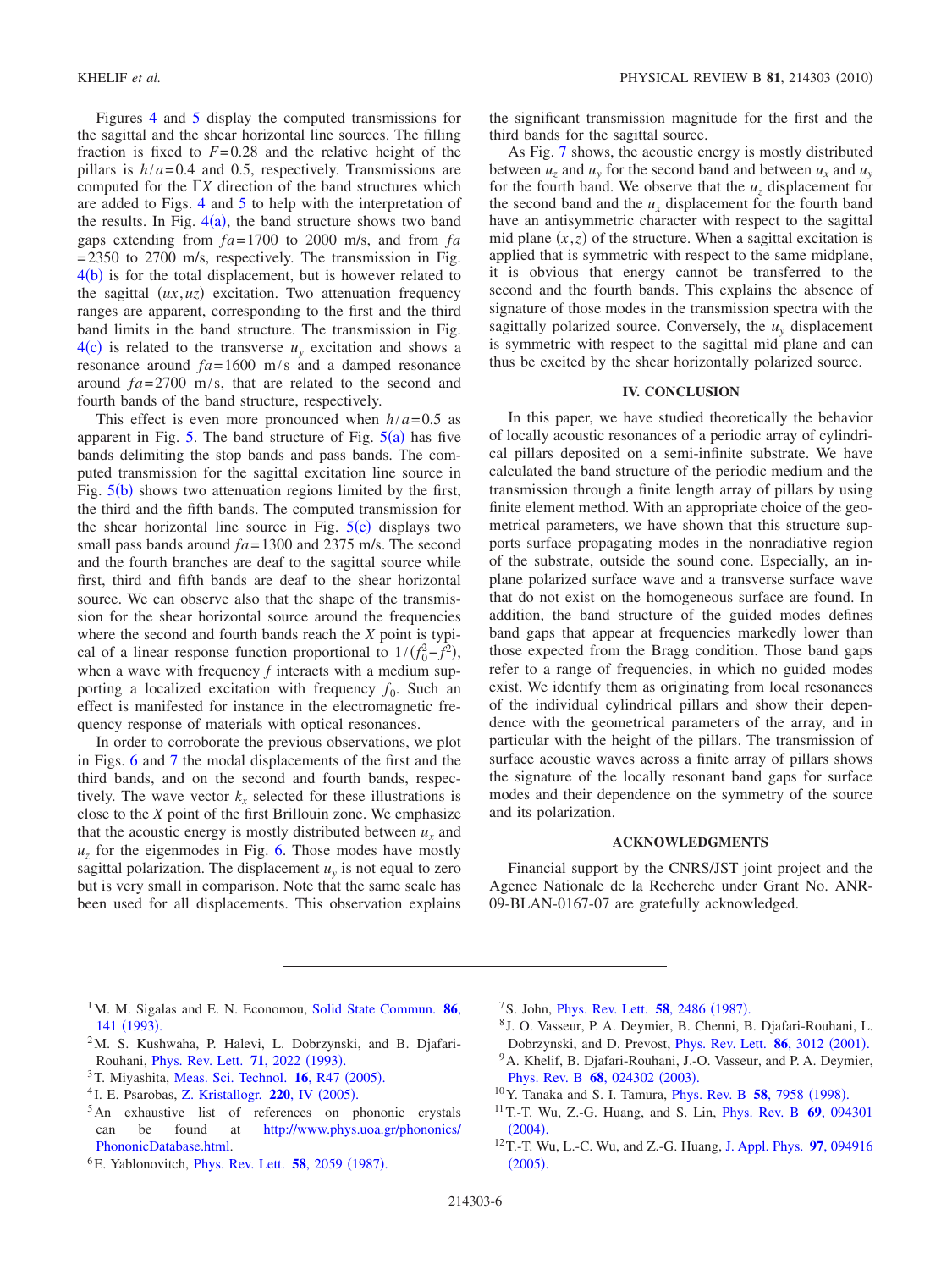Figures 4 and 5 display the computed transmissions for the sagittal and the shear horizontal line sources. The filling fraction is fixed to $F=0.28$ and the relative height of the pillars is $h/a=0.4$ and 0.5, respectively. Transmissions are computed for the $\Gamma X$ direction of the band structures which are added to Figs. 4 and 5 to help with the interpretation of the results. In Fig. 4(a), the band structure shows two band gaps extending from $fa=1700$ to 2000 m/s, and from $fa=2350$ to 2700 m/s, respectively. The transmission in Fig. 4(b) is for the total displacement, but is however related to the sagittal $(ux,uz)$ excitation. Two attenuation frequency ranges are apparent, corresponding to the first and the third band limits in the band structure. The transmission in Fig. 4(c) is related to the transverse $u_y$ excitation and shows a resonance around $fa=1600$ m/s and a damped resonance around $fa=2700$ m/s, that are related to the second and fourth bands of the band structure, respectively.

This effect is even more pronounced when $h/a=0.5$ as apparent in Fig. 5. The band structure of Fig. 5(a) has five bands delimiting the stop bands and pass bands. The computed transmission for the sagittal excitation line source in Fig. 5(b) shows two attenuation regions limited by the first, the third and the fifth bands. The computed transmission for the shear horizontal line source in Fig. 5(c) displays two small pass bands around $fa=1300$ and 2375 m/s. The second and the fourth branches are deaf to the sagittal source while first, third and fifth bands are deaf to the shear horizontal source. We can observe also that the shape of the transmission for the shear horizontal source around the frequencies where the second and fourth bands reach the $X$ point is typical of a linear response function proportional to $1/(f_0^2-f^2)$, when a wave with frequency $f$ interacts with a medium supporting a localized excitation with frequency $f_0$. Such an effect is manifested for instance in the electromagnetic frequency response of materials with optical resonances.

In order to corroborate the previous observations, we plot in Figs. 6 and 7 the modal displacements of the first and the third bands, and on the second and fourth bands, respectively. The wave vector $k_x$ selected for these illustrations is close to the $X$ point of the first Brillouin zone. We emphasize that the acoustic energy is mostly distributed between $u_x$ and $u_z$ for the eigenmodes in Fig. 6. Those modes have mostly sagittal polarization. The displacement $u_y$ is not equal to zero but is very small in comparison. Note that the same scale has been used for all displacements. This observation explains the significant transmission magnitude for the first and the third bands for the sagittal source.

As Fig. 7 shows, the acoustic energy is mostly distributed between $u_z$ and $u_y$ for the second band and between $u_x$ and $u_y$ for the fourth band. We observe that the $u_z$ displacement for the second band and the $u_x$ displacement for the fourth band have an antisymmetric character with respect to the sagittal mid plane $(x,z)$ of the structure. When a sagittal excitation is applied that is symmetric with respect to the same midplane, it is obvious that energy cannot be transferred to the second and the fourth bands. This explains the absence of signature of those modes in the transmission spectra with the sagittally polarized source. Conversely, the $u_y$ displacement is symmetric with respect to the sagittal mid plane and can thus be excited by the shear horizontally polarized source.

## IV. CONCLUSION

In this paper, we have studied theoretically the behavior of locally acoustic resonances of a periodic array of cylindrical pillars deposited on a semi-infinite substrate. We have calculated the band structure of the periodic medium and the transmission through a finite length array of pillars by using finite element method. With an appropriate choice of the geometrical parameters, we have shown that this structure supports surface propagating modes in the nonradiative region of the substrate, outside the sound cone. Especially, an in-plane polarized surface wave and a transverse surface wave that do not exist on the homogeneous surface are found. In addition, the band structure of the guided modes defines band gaps that appear at frequencies markedly lower than those expected from the Bragg condition. Those band gaps refer to a range of frequencies, in which no guided modes exist. We identify them as originating from local resonances of the individual cylindrical pillars and show their dependence with the geometrical parameters of the array, and in particular with the height of the pillars. The transmission of surface acoustic waves across a finite array of pillars shows the signature of the locally resonant band gaps for surface modes and their dependence on the symmetry of the source and its polarization.

## ACKNOWLEDGMENTS

Financial support by the CNRS/JST joint project and the Agence Nationale de la Recherche under Grant No. ANR-09-BLAN-0167-07 are gratefully acknowledged.

---

[1] M. M. Sigalas and E. N. Economou, Solid State Commun. **86**, 141 (1993).

[2] M. S. Kushwaha, P. Halevi, L. Dobrzynski, and B. Djafari-Rouhani, Phys. Rev. Lett. **71**, 2022 (1993).

[3] T. Miyashita, Meas. Sci. Technol. **16**, R47 (2005).

[4] I. E. Psarobas, Z. Kristallogr. **220**, IV (2005).

[5] An exhaustive list of references on phononic crystals can be found at http://www.phys.uoa.gr/phonotics/PhononicDatabase.html.

[6] E. Yablonovitch, Phys. Rev. Lett. **58**, 2059 (1987).

[7] S. John, Phys. Rev. Lett. **58**, 2486 (1987).

[8] J. O. Vasseur, P. A. Deymier, B. Chenni, B. Djafari-Rouhani, L. Dobrzynski, and D. Prevost, Phys. Rev. Lett. **86**, 3012 (2001).

[9] A. Khelif, B. Djafari-Rouhani, J.-O. Vasseur, and P. A. Deymier, Phys. Rev. B **68**, 024302 (2003).

[10] Y. Tanaka and S. I. Tamura, Phys. Rev. B **58**, 7958 (1998).

[11] T.-T. Wu, Z.-G. Huang, and S. Lin, Phys. Rev. B **69**, 094301 (2004).

[12] T.-T. Wu, L.-C. Wu, and Z.-G. Huang, J. Appl. Phys. **97**, 094916 (2005).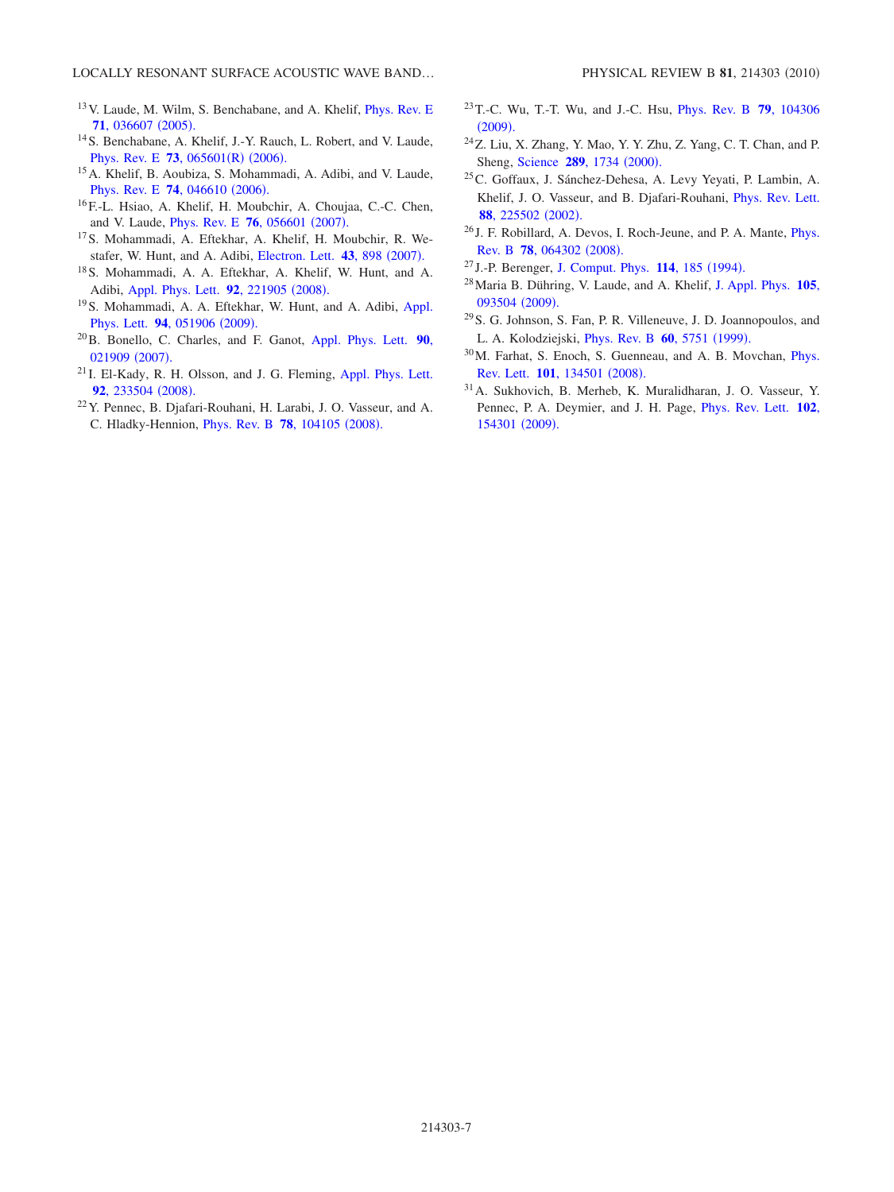[13] V. Laude, M. Wilm, S. Benchabane, and A. Khelif, Phys. Rev. E **71**, 036607 (2005).

[14] S. Benchabane, A. Khelif, J.-Y. Rauch, L. Robert, and V. Laude, Phys. Rev. E **73**, 065601(R) (2006).

[15] A. Khelif, B. Aoubiza, S. Mohammadi, A. Adibi, and V. Laude, Phys. Rev. E **74**, 046610 (2006).

[16] F.-L. Hsiao, A. Khelif, H. Moubchir, A. Choujaa, C.-C. Chen, and V. Laude, Phys. Rev. E **76**, 056601 (2007).

[17] S. Mohammadi, A. Eftekhar, A. Khelif, H. Moubchir, R. Westafer, W. Hunt, and A. Adibi, Electron. Lett. **43**, 898 (2007).

[18] S. Mohammadi, A. A. Eftekhar, A. Khelif, W. Hunt, and A. Adibi, Appl. Phys. Lett. **92**, 221905 (2008).

[19] S. Mohammadi, A. A. Eftekhar, W. Hunt, and A. Adibi, Appl. Phys. Lett. **94**, 051906 (2009).

[20] B. Bonello, C. Charles, and F. Ganot, Appl. Phys. Lett. **90**, 021909 (2007).

[21] I. El-Kady, R. H. Olsson, and J. G. Fleming, Appl. Phys. Lett. **92**, 233504 (2008).

[22] Y. Pennec, B. Djafari-Rouhani, H. Larabi, J. O. Vasseur, and A. C. Hladky-Hennion, Phys. Rev. B **78**, 104105 (2008).

[23] T.-C. Wu, T.-T. Wu, and J.-C. Hsu, Phys. Rev. B **79**, 104306 (2009).

[24] Z. Liu, X. Zhang, Y. Mao, Y. Y. Zhu, Z. Yang, C. T. Chan, and P. Sheng, Science **289**, 1734 (2000).

[25] C. Goffaux, J. Sánchez-Dehesa, A. Levy Yeyati, P. Lambin, A. Khelif, J. O. Vasseur, and B. Djafari-Rouhani, Phys. Rev. Lett. **88**, 225502 (2002).

[26] J. F. Robillard, A. Devos, I. Roch-Jeune, and P. A. Mante, Phys. Rev. B **78**, 064302 (2008).

[27] J.-P. Berenger, J. Comput. Phys. **114**, 185 (1994).

[28] Maria B. Dühring, V. Laude, and A. Khelif, J. Appl. Phys. **105**, 093504 (2009).

[29] S. G. Johnson, S. Fan, P. R. Villeneuve, J. D. Joannopoulos, and L. A. Kolodziejski, Phys. Rev. B **60**, 5751 (1999).

[30] M. Farhat, S. Enoch, S. Guenneau, and A. B. Movchan, Phys. Rev. Lett. **101**, 134501 (2008).

[31] A. Sukhovich, B. Merheb, K. Muralidharan, J. O. Vasseur, Y. Pennec, P. A. Deymier, and J. H. Page, Phys. Rev. Lett. **102**, 154301 (2009).